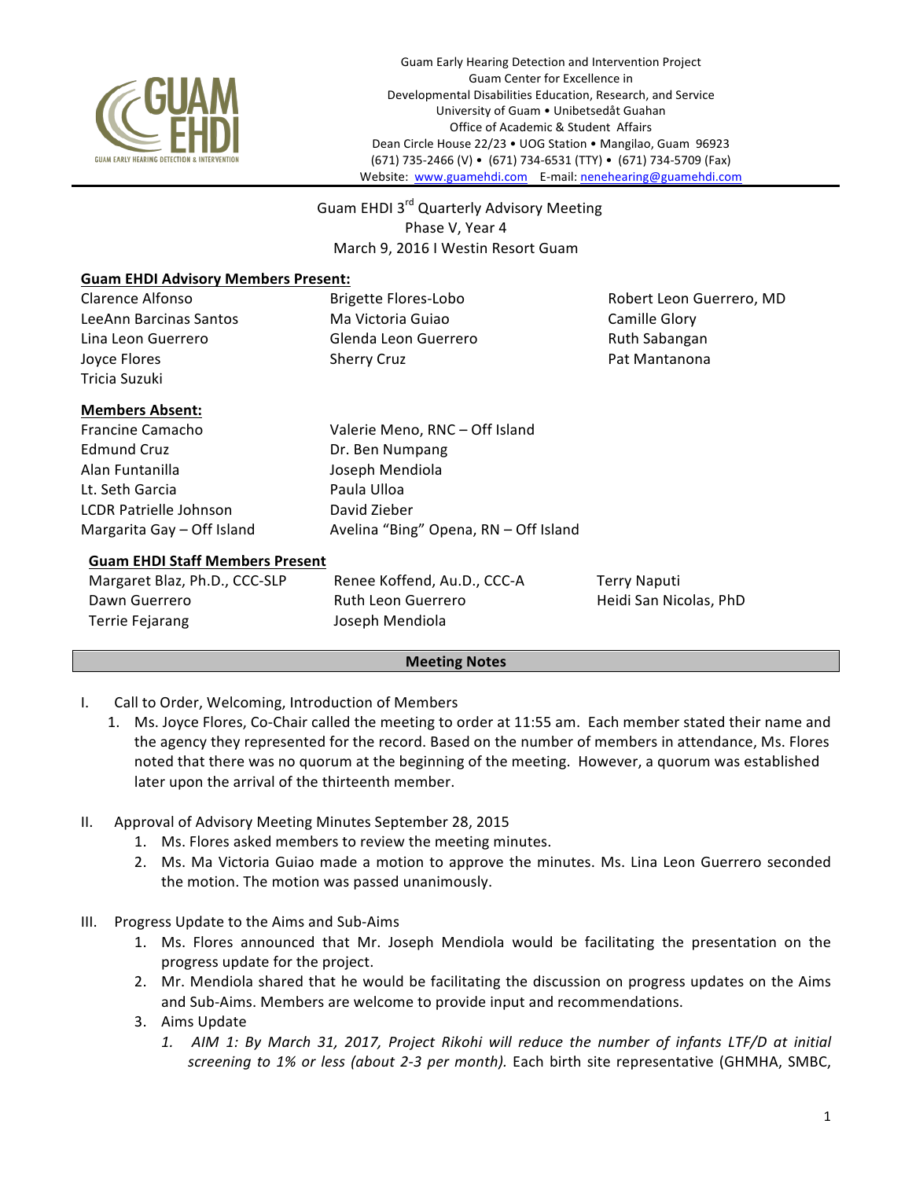Guam Early Hearing Detection and Intervention Project
Guam Center for Excellence in
Developmental Disabilities Education, Research, and Service
University of Guam • Unibetsedåt Guahan
Office of Academic & Student Affairs
Dean Circle House 22/23 • UOG Station • Mangilao, Guam 96923
(671) 735-2466 (V) • (671) 734-6531 (TTY) • (671) 734-5709 (Fax)
Website: www.guamehdi.com E-mail: nenehearing@guamehdi.com

# Guam EHDI 3rd Quarterly Advisory Meeting
## Phase V, Year 4
## March 9, 2016 I Westin Resort Guam

**Guam EHDI Advisory Members Present:**

| | | |
|---|---|---|
| Clarence Alfonso | Brigette Flores-Lobo | Robert Leon Guerrero, MD |
| LeeAnn Barcinas Santos | Ma Victoria Guiao | Camille Glory |
| Lina Leon Guerrero | Glenda Leon Guerrero | Ruth Sabangan |
| Joyce Flores | Sherry Cruz | Pat Mantanona |
| Tricia Suzuki | | |

**Members Absent:**

| | |
|---|---|
| Francine Camacho | Valerie Meno, RNC – Off Island |
| Edmund Cruz | Dr. Ben Numpang |
| Alan Funtanilla | Joseph Mendiola |
| Lt. Seth Garcia | Paula Ulloa |
| LCDR Patrielle Johnson | David Zieber |
| Margarita Gay – Off Island | Avelina "Bing" Opena, RN – Off Island |

**Guam EHDI Staff Members Present**

| | | |
|---|---|---|
| Margaret Blaz, Ph.D., CCC-SLP | Renee Koffend, Au.D., CCC-A | Terry Naputi |
| Dawn Guerrero | Ruth Leon Guerrero | Heidi San Nicolas, PhD |
| Terrie Fejarang | Joseph Mendiola | |

**Meeting Notes**

I. Call to Order, Welcoming, Introduction of Members
   1. Ms. Joyce Flores, Co-Chair called the meeting to order at 11:55 am. Each member stated their name and the agency they represented for the record. Based on the number of members in attendance, Ms. Flores noted that there was no quorum at the beginning of the meeting. However, a quorum was established later upon the arrival of the thirteenth member.

II. Approval of Advisory Meeting Minutes September 28, 2015
   1. Ms. Flores asked members to review the meeting minutes.
   2. Ms. Ma Victoria Guiao made a motion to approve the minutes. Ms. Lina Leon Guerrero seconded the motion. The motion was passed unanimously.

III. Progress Update to the Aims and Sub-Aims
   1. Ms. Flores announced that Mr. Joseph Mendiola would be facilitating the presentation on the progress update for the project.
   2. Mr. Mendiola shared that he would be facilitating the discussion on progress updates on the Aims and Sub-Aims. Members are welcome to provide input and recommendations.
   3. Aims Update
      1. *AIM 1: By March 31, 2017, Project Rikohi will reduce the number of infants LTF/D at initial screening to 1% or less (about 2-3 per month).* Each birth site representative (GHMHA, SMBC,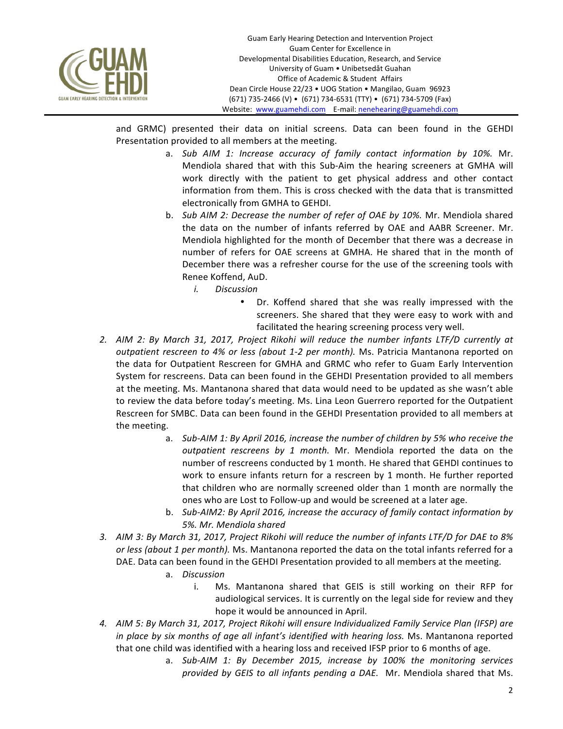and GRMC) presented their data on initial screens. Data can been found in the GEHDI Presentation provided to all members at the meeting.

   a. *Sub AIM 1: Increase accuracy of family contact information by 10%.* Mr. Mendiola shared that with this Sub-Aim the hearing screeners at GMHA will work directly with the patient to get physical address and other contact information from them. This is cross checked with the data that is transmitted electronically from GMHA to GEHDI.

   b. *Sub AIM 2: Decrease the number of refer of OAE by 10%.* Mr. Mendiola shared the data on the number of infants referred by OAE and AABR Screener. Mr. Mendiola highlighted for the month of December that there was a decrease in number of refers for OAE screens at GMHA. He shared that in the month of December there was a refresher course for the use of the screening tools with Renee Koffend, AuD.

      i. *Discussion*

         - Dr. Koffend shared that she was really impressed with the screeners. She shared that they were easy to work with and facilitated the hearing screening process very well.

2. *AIM 2: By March 31, 2017, Project Rikohi will reduce the number infants LTF/D currently at outpatient rescreen to 4% or less (about 1-2 per month).* Ms. Patricia Mantanona reported on the data for Outpatient Rescreen for GMHA and GRMC who refer to Guam Early Intervention System for rescreens. Data can been found in the GEHDI Presentation provided to all members at the meeting. Ms. Mantanona shared that data would need to be updated as she wasn't able to review the data before today's meeting. Ms. Lina Leon Guerrero reported for the Outpatient Rescreen for SMBC. Data can been found in the GEHDI Presentation provided to all members at the meeting.

   a. *Sub-AIM 1: By April 2016, increase the number of children by 5% who receive the outpatient rescreens by 1 month.* Mr. Mendiola reported the data on the number of rescreens conducted by 1 month. He shared that GEHDI continues to work to ensure infants return for a rescreen by 1 month. He further reported that children who are normally screened older than 1 month are normally the ones who are Lost to Follow-up and would be screened at a later age.

   b. *Sub-AIM2: By April 2016, increase the accuracy of family contact information by 5%. Mr. Mendiola shared*

3. *AIM 3: By March 31, 2017, Project Rikohi will reduce the number of infants LTF/D for DAE to 8% or less (about 1 per month).* Ms. Mantanona reported the data on the total infants referred for a DAE. Data can been found in the GEHDI Presentation provided to all members at the meeting.

   a. *Discussion*

      i. Ms. Mantanona shared that GEIS is still working on their RFP for audiological services. It is currently on the legal side for review and they hope it would be announced in April.

4. *AIM 5: By March 31, 2017, Project Rikohi will ensure Individualized Family Service Plan (IFSP) are in place by six months of age all infant's identified with hearing loss.* Ms. Mantanona reported that one child was identified with a hearing loss and received IFSP prior to 6 months of age.

   a. *Sub-AIM 1: By December 2015, increase by 100% the monitoring services provided by GEIS to all infants pending a DAE.* Mr. Mendiola shared that Ms.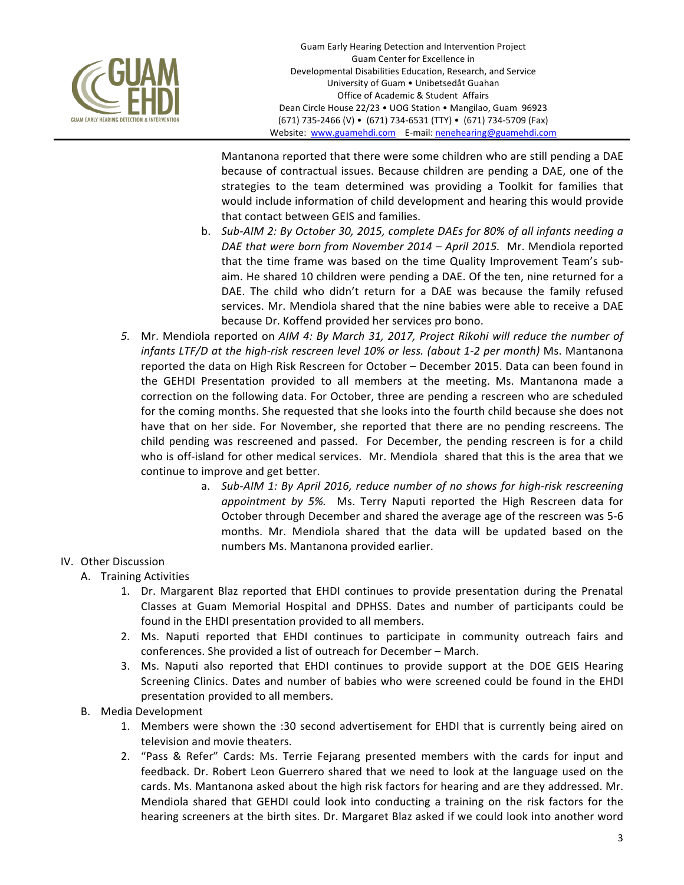Mantanona reported that there were some children who are still pending a DAE because of contractual issues. Because children are pending a DAE, one of the strategies to the team determined was providing a Toolkit for families that would include information of child development and hearing this would provide that contact between GEIS and families.

   b. *Sub-AIM 2: By October 30, 2015, complete DAEs for 80% of all infants needing a DAE that were born from November 2014 – April 2015.* Mr. Mendiola reported that the time frame was based on the time Quality Improvement Team's sub-aim. He shared 10 children were pending a DAE. Of the ten, nine returned for a DAE. The child who didn't return for a DAE was because the family refused services. Mr. Mendiola shared that the nine babies were able to receive a DAE because Dr. Koffend provided her services pro bono.

5. Mr. Mendiola reported on *AIM 4: By March 31, 2017, Project Rikohi will reduce the number of infants LTF/D at the high-risk rescreen level 10% or less. (about 1-2 per month)* Ms. Mantanona reported the data on High Risk Rescreen for October – December 2015. Data can been found in the GEHDI Presentation provided to all members at the meeting. Ms. Mantanona made a correction on the following data. For October, three are pending a rescreen who are scheduled for the coming months. She requested that she looks into the fourth child because she does not have that on her side. For November, she reported that there are no pending rescreens. The child pending was rescreened and passed. For December, the pending rescreen is for a child who is off-island for other medical services. Mr. Mendiola shared that this is the area that we continue to improve and get better.

   a. *Sub-AIM 1: By April 2016, reduce number of no shows for high-risk rescreening appointment by 5%.* Ms. Terry Naputi reported the High Rescreen data for October through December and shared the average age of the rescreen was 5-6 months. Mr. Mendiola shared that the data will be updated based on the numbers Ms. Mantanona provided earlier.

IV. Other Discussion

A. Training Activities

1. Dr. Margarent Blaz reported that EHDI continues to provide presentation during the Prenatal Classes at Guam Memorial Hospital and DPHSS. Dates and number of participants could be found in the EHDI presentation provided to all members.
2. Ms. Naputi reported that EHDI continues to participate in community outreach fairs and conferences. She provided a list of outreach for December – March.
3. Ms. Naputi also reported that EHDI continues to provide support at the DOE GEIS Hearing Screening Clinics. Dates and number of babies who were screened could be found in the EHDI presentation provided to all members.

B. Media Development

1. Members were shown the :30 second advertisement for EHDI that is currently being aired on television and movie theaters.
2. "Pass & Refer" Cards: Ms. Terrie Fejarang presented members with the cards for input and feedback. Dr. Robert Leon Guerrero shared that we need to look at the language used on the cards. Ms. Mantanona asked about the high risk factors for hearing and are they addressed. Mr. Mendiola shared that GEHDI could look into conducting a training on the risk factors for the hearing screeners at the birth sites. Dr. Margaret Blaz asked if we could look into another word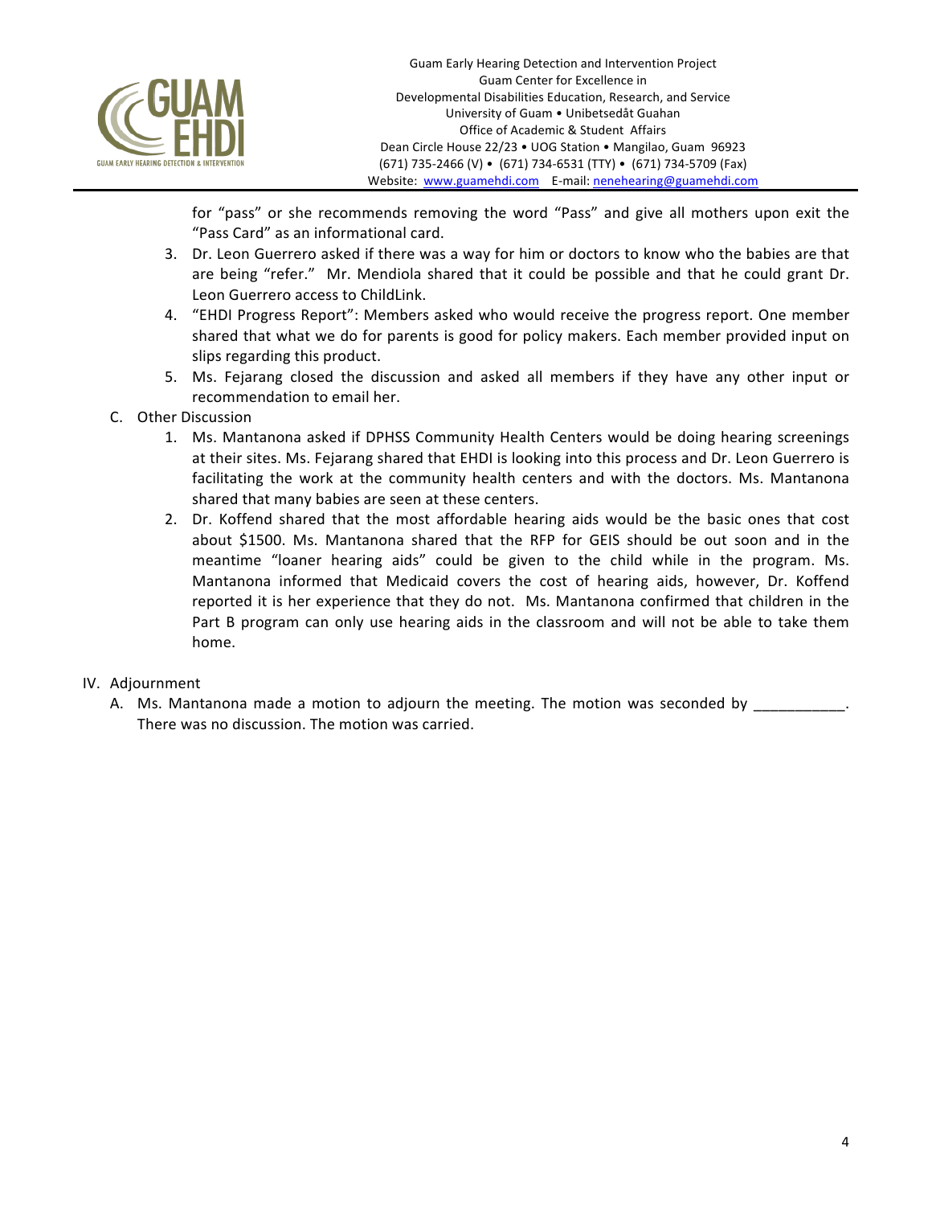for "pass" or she recommends removing the word "Pass" and give all mothers upon exit the "Pass Card" as an informational card.

3. Dr. Leon Guerrero asked if there was a way for him or doctors to know who the babies are that are being "refer." Mr. Mendiola shared that it could be possible and that he could grant Dr. Leon Guerrero access to ChildLink.
4. "EHDI Progress Report": Members asked who would receive the progress report. One member shared that what we do for parents is good for policy makers. Each member provided input on slips regarding this product.
5. Ms. Fejarang closed the discussion and asked all members if they have any other input or recommendation to email her.

C. Other Discussion

1. Ms. Mantanona asked if DPHSS Community Health Centers would be doing hearing screenings at their sites. Ms. Fejarang shared that EHDI is looking into this process and Dr. Leon Guerrero is facilitating the work at the community health centers and with the doctors. Ms. Mantanona shared that many babies are seen at these centers.
2. Dr. Koffend shared that the most affordable hearing aids would be the basic ones that cost about $1500. Ms. Mantanona shared that the RFP for GEIS should be out soon and in the meantime "loaner hearing aids" could be given to the child while in the program. Ms. Mantanona informed that Medicaid covers the cost of hearing aids, however, Dr. Koffend reported it is her experience that they do not. Ms. Mantanona confirmed that children in the Part B program can only use hearing aids in the classroom and will not be able to take them home.

IV. Adjournment

A. Ms. Mantanona made a motion to adjourn the meeting. The motion was seconded by \_\_\_\_\_\_\_\_\_\_\_. There was no discussion. The motion was carried.